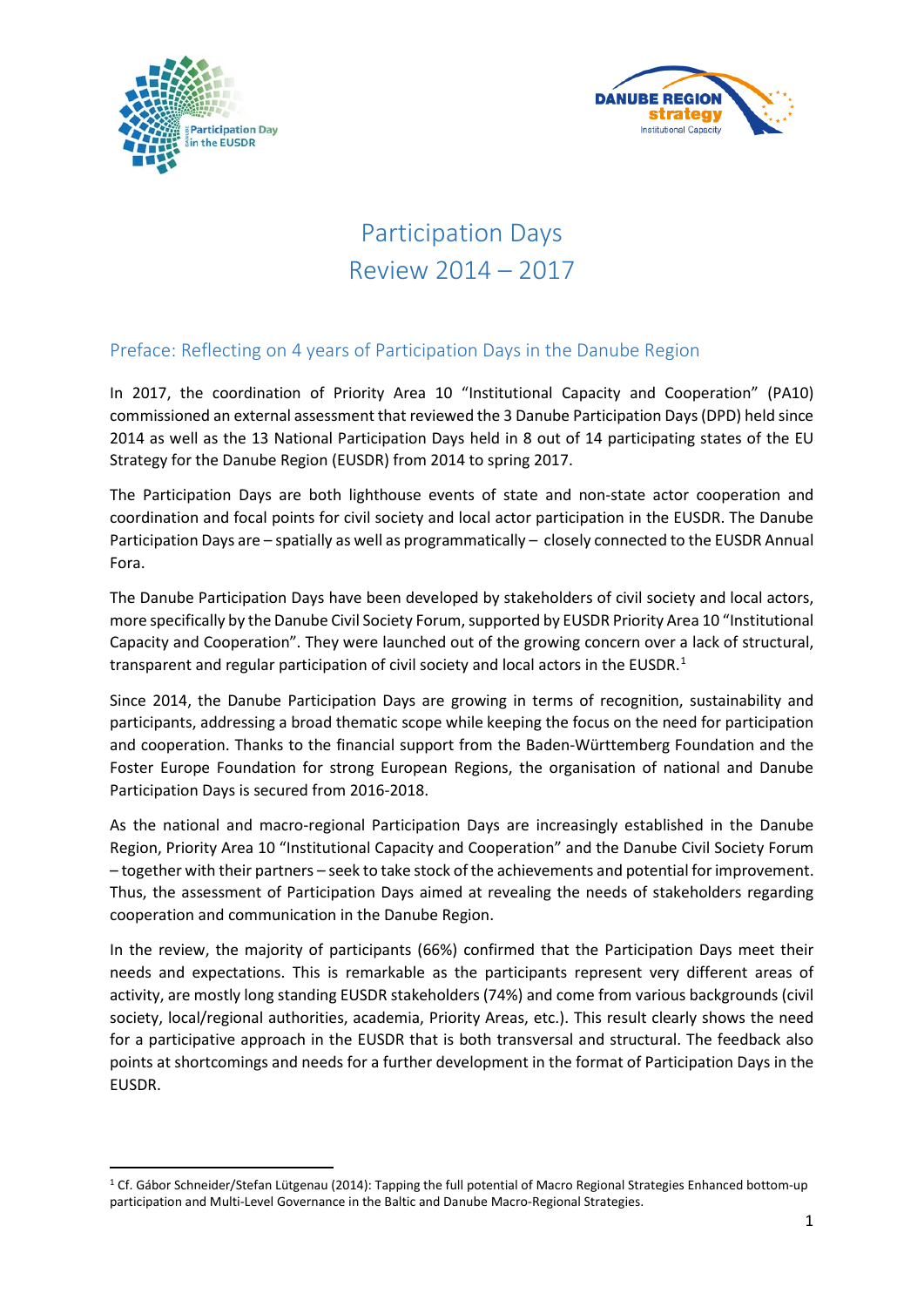# Participation Days
# Review 2014 – 2017

## Preface: Reflecting on 4 years of Participation Days in the Danube Region

In 2017, the coordination of Priority Area 10 "Institutional Capacity and Cooperation" (PA10) commissioned an external assessment that reviewed the 3 Danube Participation Days (DPD) held since 2014 as well as the 13 National Participation Days held in 8 out of 14 participating states of the EU Strategy for the Danube Region (EUSDR) from 2014 to spring 2017.

The Participation Days are both lighthouse events of state and non-state actor cooperation and coordination and focal points for civil society and local actor participation in the EUSDR. The Danube Participation Days are – spatially as well as programmatically – closely connected to the EUSDR Annual Fora.

The Danube Participation Days have been developed by stakeholders of civil society and local actors, more specifically by the Danube Civil Society Forum, supported by EUSDR Priority Area 10 "Institutional Capacity and Cooperation". They were launched out of the growing concern over a lack of structural, transparent and regular participation of civil society and local actors in the EUSDR.[1]

Since 2014, the Danube Participation Days are growing in terms of recognition, sustainability and participants, addressing a broad thematic scope while keeping the focus on the need for participation and cooperation. Thanks to the financial support from the Baden-Württemberg Foundation and the Foster Europe Foundation for strong European Regions, the organisation of national and Danube Participation Days is secured from 2016-2018.

As the national and macro-regional Participation Days are increasingly established in the Danube Region, Priority Area 10 "Institutional Capacity and Cooperation" and the Danube Civil Society Forum – together with their partners – seek to take stock of the achievements and potential for improvement. Thus, the assessment of Participation Days aimed at revealing the needs of stakeholders regarding cooperation and communication in the Danube Region.

In the review, the majority of participants (66%) confirmed that the Participation Days meet their needs and expectations. This is remarkable as the participants represent very different areas of activity, are mostly long standing EUSDR stakeholders (74%) and come from various backgrounds (civil society, local/regional authorities, academia, Priority Areas, etc.). This result clearly shows the need for a participative approach in the EUSDR that is both transversal and structural. The feedback also points at shortcomings and needs for a further development in the format of Participation Days in the EUSDR.

---

[1] Cf. Gábor Schneider/Stefan Lütgenau (2014): Tapping the full potential of Macro Regional Strategies Enhanced bottom-up participation and Multi-Level Governance in the Baltic and Danube Macro-Regional Strategies.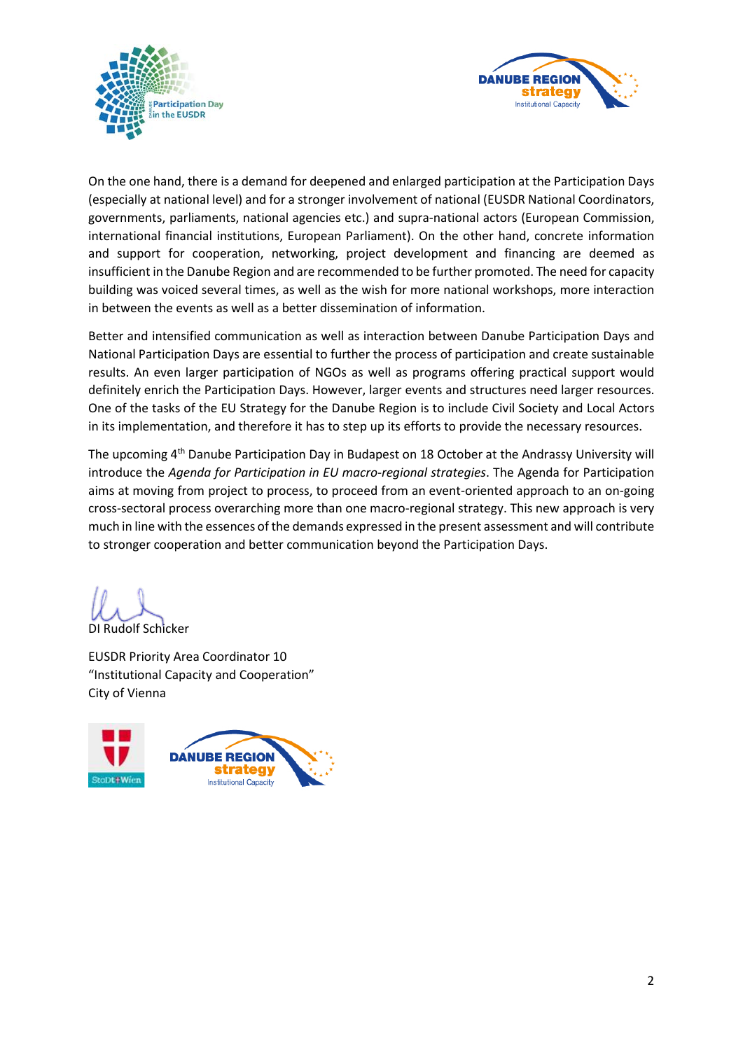On the one hand, there is a demand for deepened and enlarged participation at the Participation Days (especially at national level) and for a stronger involvement of national (EUSDR National Coordinators, governments, parliaments, national agencies etc.) and supra-national actors (European Commission, international financial institutions, European Parliament). On the other hand, concrete information and support for cooperation, networking, project development and financing are deemed as insufficient in the Danube Region and are recommended to be further promoted. The need for capacity building was voiced several times, as well as the wish for more national workshops, more interaction in between the events as well as a better dissemination of information.

Better and intensified communication as well as interaction between Danube Participation Days and National Participation Days are essential to further the process of participation and create sustainable results. An even larger participation of NGOs as well as programs offering practical support would definitely enrich the Participation Days. However, larger events and structures need larger resources. One of the tasks of the EU Strategy for the Danube Region is to include Civil Society and Local Actors in its implementation, and therefore it has to step up its efforts to provide the necessary resources.

The upcoming 4th Danube Participation Day in Budapest on 18 October at the Andrassy University will introduce the *Agenda for Participation in EU macro-regional strategies*. The Agenda for Participation aims at moving from project to process, to proceed from an event-oriented approach to an on-going cross-sectoral process overarching more than one macro-regional strategy. This new approach is very much in line with the essences of the demands expressed in the present assessment and will contribute to stronger cooperation and better communication beyond the Participation Days.

DI Rudolf Schicker

EUSDR Priority Area Coordinator 10
"Institutional Capacity and Cooperation"
City of Vienna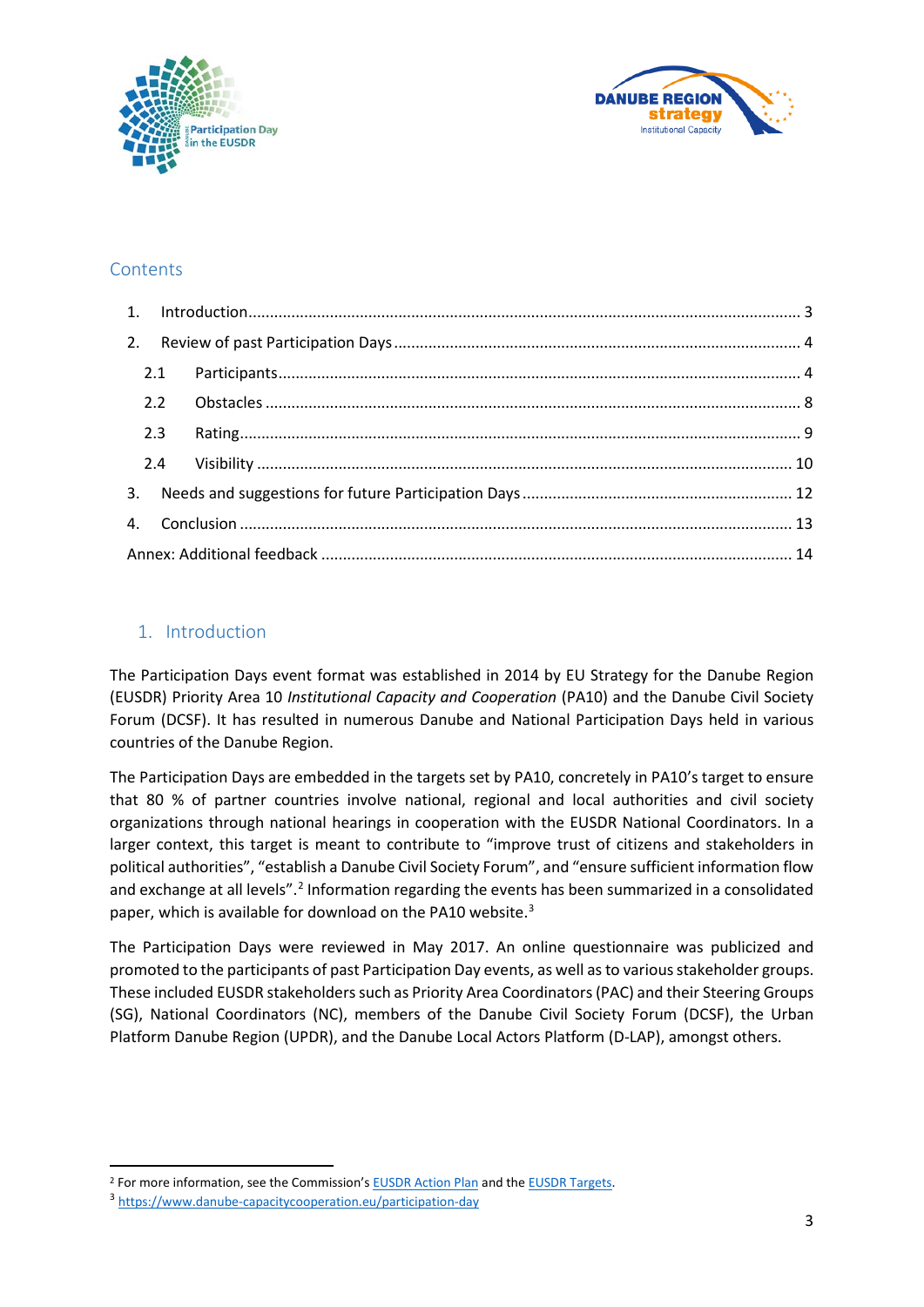## Contents

1. Introduction ........................................................................................................................ 3
2. Review of past Participation Days ........................................................................................ 4
   - 2.1 Participants ................................................................................................................. 4
   - 2.2 Obstacles ..................................................................................................................... 8
   - 2.3 Rating .......................................................................................................................... 9
   - 2.4 Visibility ..................................................................................................................... 10
3. Needs and suggestions for future Participation Days ......................................................... 12
4. Conclusion ......................................................................................................................... 13

Annex: Additional feedback ..................................................................................................... 14

## 1. Introduction

The Participation Days event format was established in 2014 by EU Strategy for the Danube Region (EUSDR) Priority Area 10 *Institutional Capacity and Cooperation* (PA10) and the Danube Civil Society Forum (DCSF). It has resulted in numerous Danube and National Participation Days held in various countries of the Danube Region.

The Participation Days are embedded in the targets set by PA10, concretely in PA10's target to ensure that 80 % of partner countries involve national, regional and local authorities and civil society organizations through national hearings in cooperation with the EUSDR National Coordinators. In a larger context, this target is meant to contribute to "improve trust of citizens and stakeholders in political authorities", "establish a Danube Civil Society Forum", and "ensure sufficient information flow and exchange at all levels".[2] Information regarding the events has been summarized in a consolidated paper, which is available for download on the PA10 website.[3]

The Participation Days were reviewed in May 2017. An online questionnaire was publicized and promoted to the participants of past Participation Day events, as well as to various stakeholder groups. These included EUSDR stakeholders such as Priority Area Coordinators (PAC) and their Steering Groups (SG), National Coordinators (NC), members of the Danube Civil Society Forum (DCSF), the Urban Platform Danube Region (UPDR), and the Danube Local Actors Platform (D-LAP), amongst others.

---

[2] For more information, see the Commission's EUSDR Action Plan and the EUSDR Targets.

[3] https://www.danube-capacitycooperation.eu/participation-day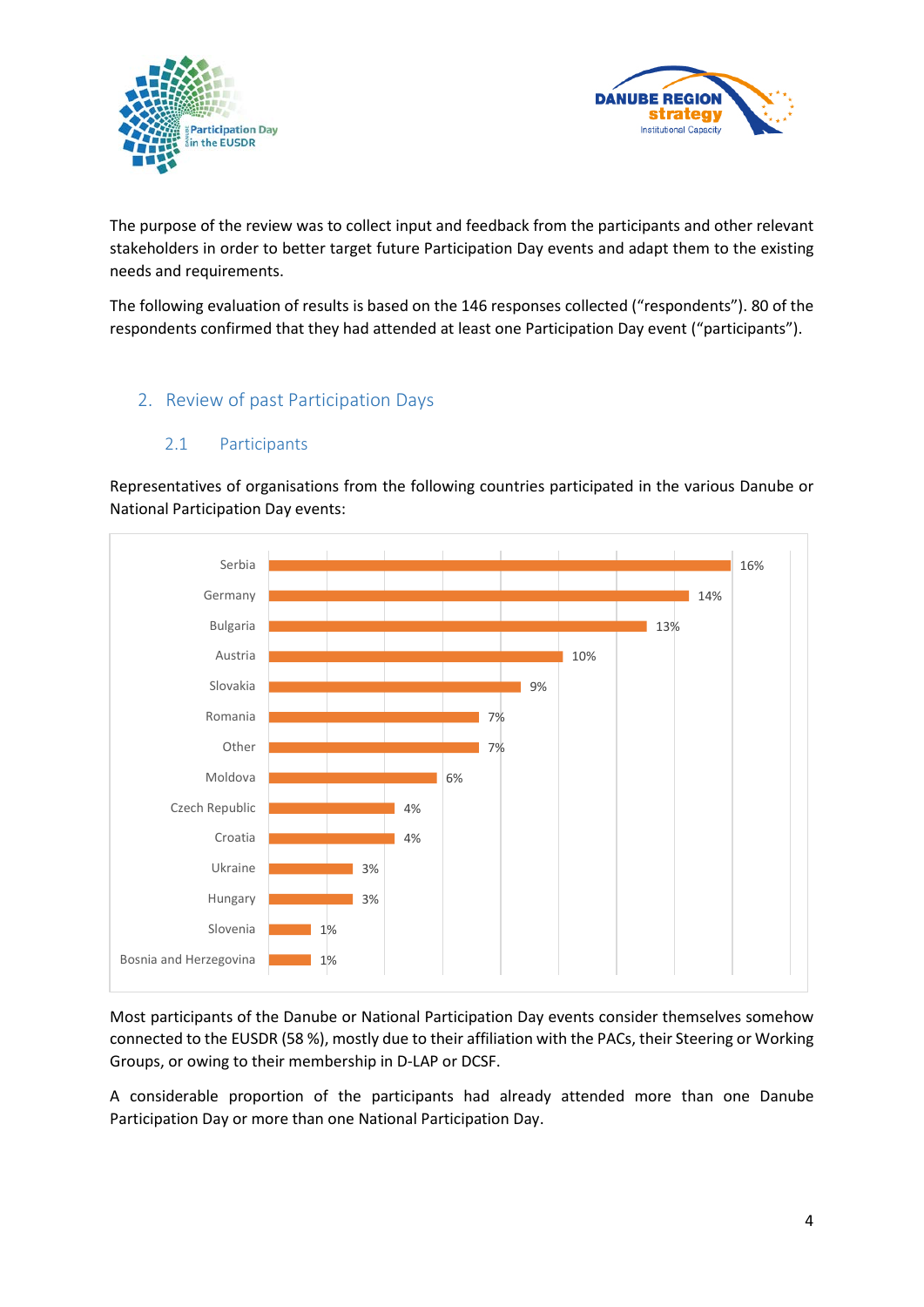The purpose of the review was to collect input and feedback from the participants and other relevant stakeholders in order to better target future Participation Day events and adapt them to the existing needs and requirements.

The following evaluation of results is based on the 146 responses collected ("respondents"). 80 of the respondents confirmed that they had attended at least one Participation Day event ("participants").

## 2. Review of past Participation Days

### 2.1 Participants

Representatives of organisations from the following countries participated in the various Danube or National Participation Day events:

| Country | Share |
|---|---|
| Serbia | 16% |
| Germany | 14% |
| Bulgaria | 13% |
| Austria | 10% |
| Slovakia | 9% |
| Romania | 7% |
| Other | 7% |
| Moldova | 6% |
| Czech Republic | 4% |
| Croatia | 4% |
| Ukraine | 3% |
| Hungary | 3% |
| Slovenia | 1% |
| Bosnia and Herzegovina | 1% |

Most participants of the Danube or National Participation Day events consider themselves somehow connected to the EUSDR (58 %), mostly due to their affiliation with the PACs, their Steering or Working Groups, or owing to their membership in D-LAP or DCSF.

A considerable proportion of the participants had already attended more than one Danube Participation Day or more than one National Participation Day.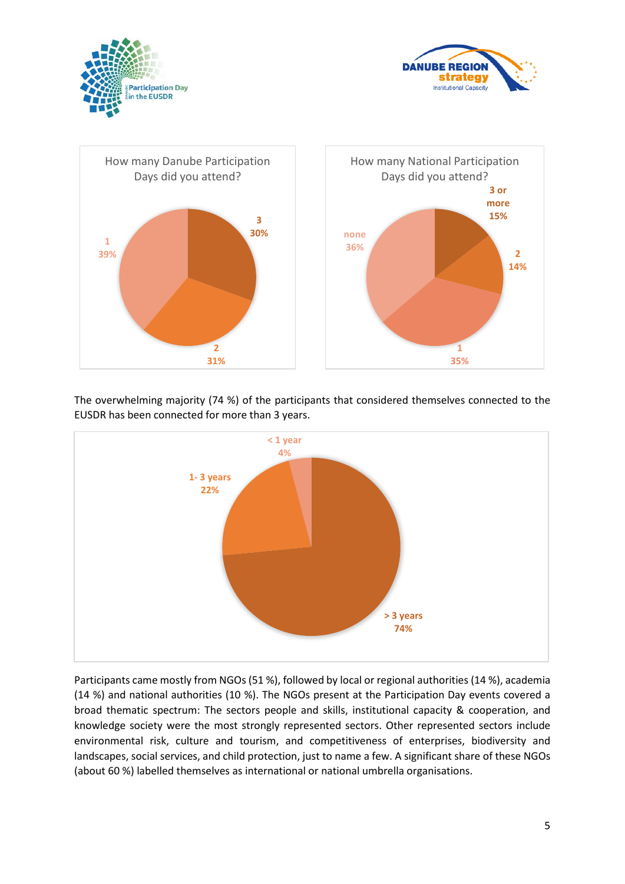How many Danube Participation Days did you attend?

| Days | Share |
|---|---|
| 1 | 39% |
| 2 | 31% |
| 3 | 30% |

How many National Participation Days did you attend?

| Days | Share |
|---|---|
| none | 36% |
| 1 | 35% |
| 2 | 14% |
| 3 or more | 15% |

The overwhelming majority (74 %) of the participants that considered themselves connected to the EUSDR has been connected for more than 3 years.

| Connected | Share |
|---|---|
| < 1 year | 4% |
| 1- 3 years | 22% |
| > 3 years | 74% |

Participants came mostly from NGOs (51 %), followed by local or regional authorities (14 %), academia (14 %) and national authorities (10 %). The NGOs present at the Participation Day events covered a broad thematic spectrum: The sectors people and skills, institutional capacity & cooperation, and knowledge society were the most strongly represented sectors. Other represented sectors include environmental risk, culture and tourism, and competitiveness of enterprises, biodiversity and landscapes, social services, and child protection, just to name a few. A significant share of these NGOs (about 60 %) labelled themselves as international or national umbrella organisations.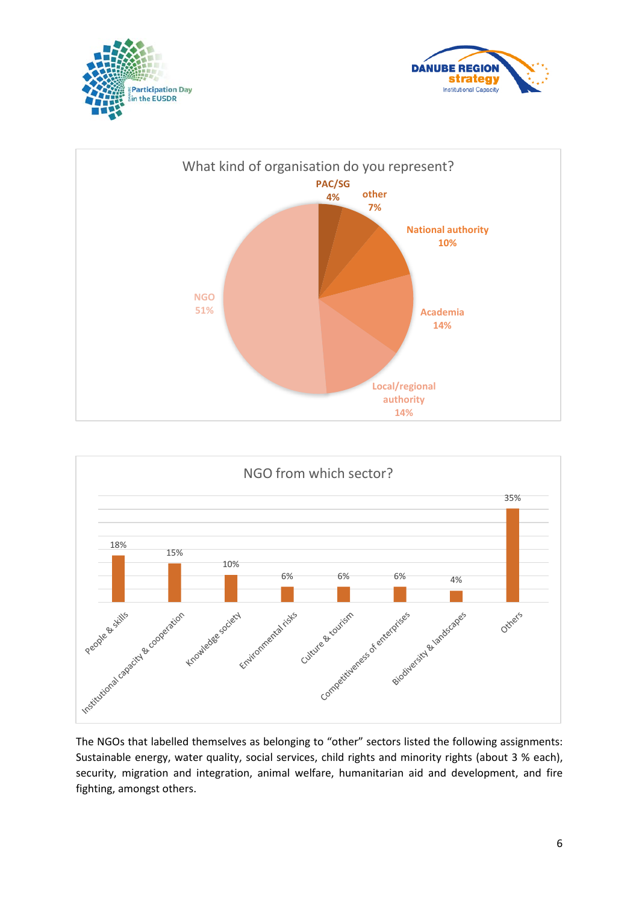**What kind of organisation do you represent?**

| Organisation type | Share |
|---|---|
| PAC/SG | 4% |
| other | 7% |
| National authority | 10% |
| Academia | 14% |
| Local/regional authority | 14% |
| NGO | 51% |

**NGO from which sector?**

| Sector | Share |
|---|---|
| People & skills | 18% |
| Institutional capacity & cooperation | 15% |
| Knowledge society | 10% |
| Environmental risks | 6% |
| Culture & tourism | 6% |
| Competitiveness of enterprises | 6% |
| Biodiversity & landscapes | 4% |
| Others | 35% |

The NGOs that labelled themselves as belonging to "other" sectors listed the following assignments: Sustainable energy, water quality, social services, child rights and minority rights (about 3 % each), security, migration and integration, animal welfare, humanitarian aid and development, and fire fighting, amongst others.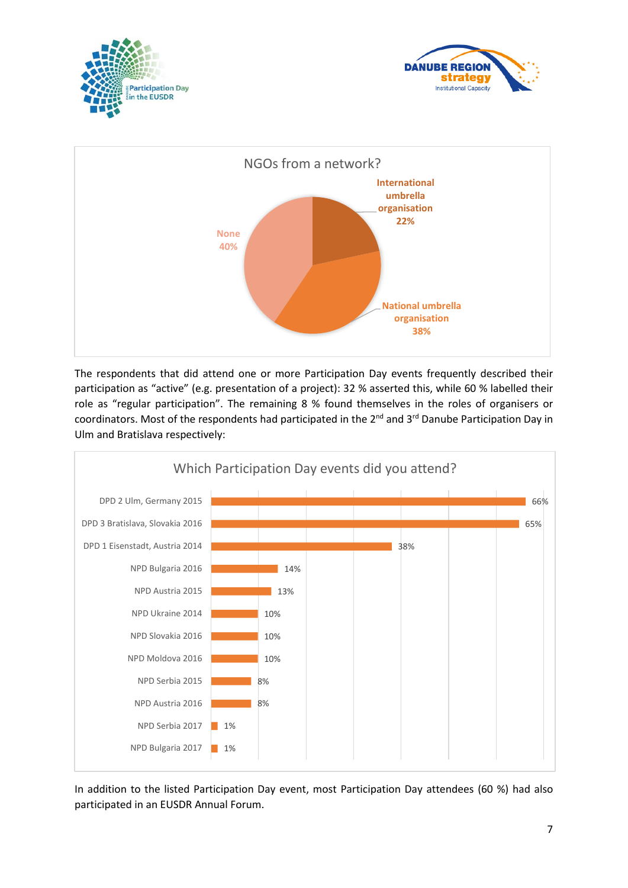**NGOs from a network?**

| Category | Share |
|---|---|
| International umbrella organisation | 22% |
| National umbrella organisation | 38% |
| None | 40% |

The respondents that did attend one or more Participation Day events frequently described their participation as "active" (e.g. presentation of a project): 32 % asserted this, while 60 % labelled their role as "regular participation". The remaining 8 % found themselves in the roles of organisers or coordinators. Most of the respondents had participated in the 2nd and 3rd Danube Participation Day in Ulm and Bratislava respectively:

**Which Participation Day events did you attend?**

| Event | Share |
|---|---|
| DPD 2 Ulm, Germany 2015 | 66% |
| DPD 3 Bratislava, Slovakia 2016 | 65% |
| DPD 1 Eisenstadt, Austria 2014 | 38% |
| NPD Bulgaria 2016 | 14% |
| NPD Austria 2015 | 13% |
| NPD Ukraine 2014 | 10% |
| NPD Slovakia 2016 | 10% |
| NPD Moldova 2016 | 10% |
| NPD Serbia 2015 | 8% |
| NPD Austria 2016 | 8% |
| NPD Serbia 2017 | 1% |
| NPD Bulgaria 2017 | 1% |

In addition to the listed Participation Day event, most Participation Day attendees (60 %) had also participated in an EUSDR Annual Forum.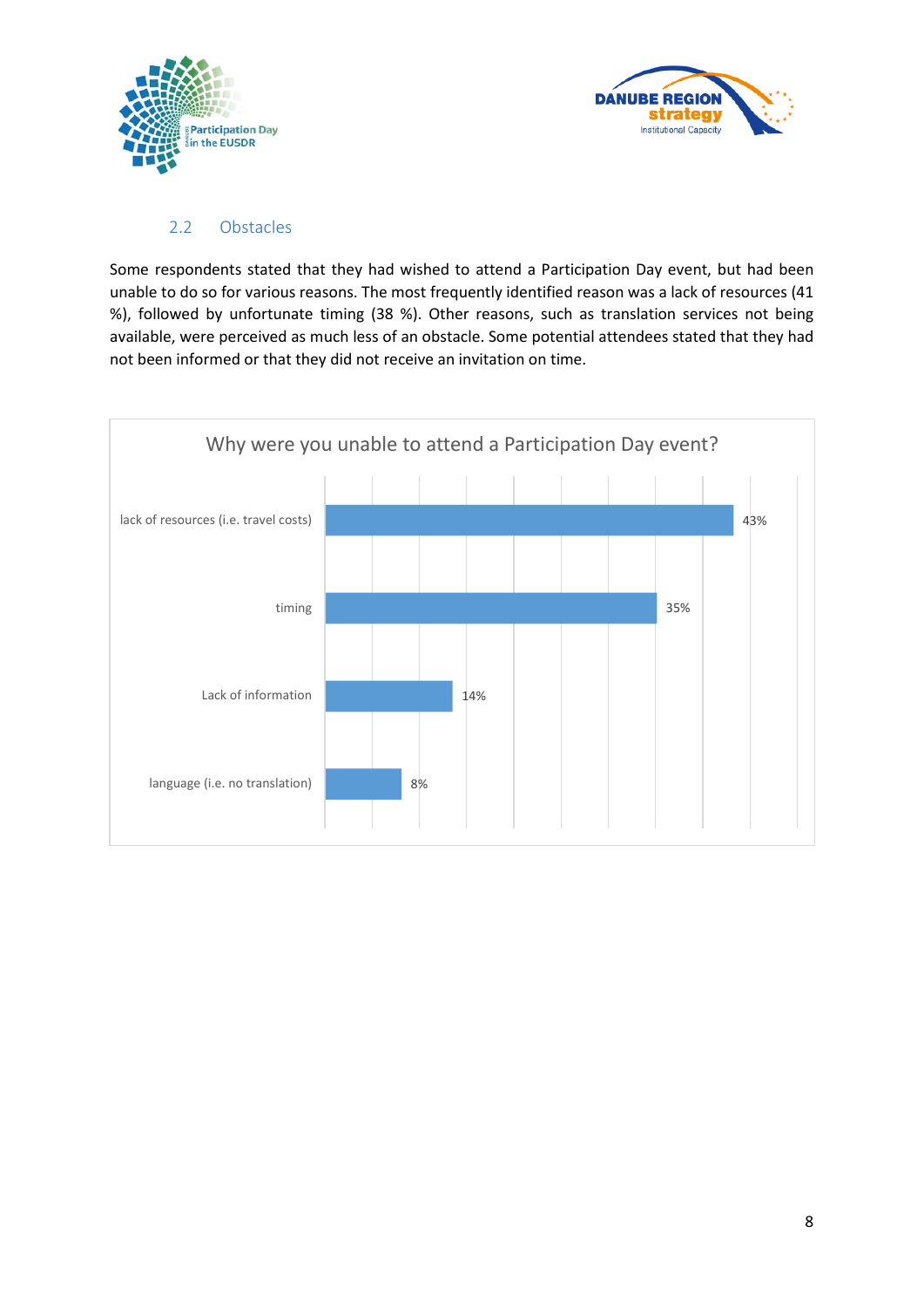### 2.2 Obstacles

Some respondents stated that they had wished to attend a Participation Day event, but had been unable to do so for various reasons. The most frequently identified reason was a lack of resources (41 %), followed by unfortunate timing (38 %). Other reasons, such as translation services not being available, were perceived as much less of an obstacle. Some potential attendees stated that they had not been informed or that they did not receive an invitation on time.

**Why were you unable to attend a Participation Day event?**

| Reason | Share |
|---|---|
| lack of resources (i.e. travel costs) | 43% |
| timing | 35% |
| Lack of information | 14% |
| language (i.e. no translation) | 8% |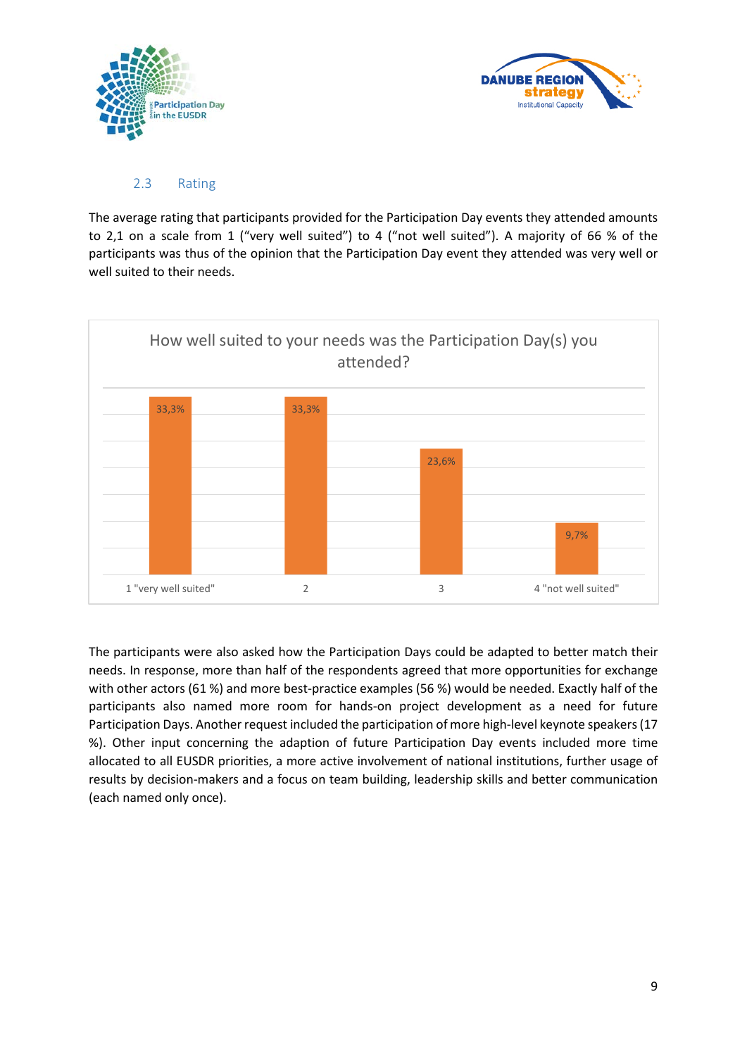## 2.3 Rating

The average rating that participants provided for the Participation Day events they attended amounts to 2,1 on a scale from 1 (“very well suited”) to 4 (“not well suited”). A majority of 66 % of the participants was thus of the opinion that the Participation Day event they attended was very well or well suited to their needs.

How well suited to your needs was the Participation Day(s) you attended?

| Rating | Share |
|---|---|
| 1 "very well suited" | 33,3% |
| 2 | 33,3% |
| 3 | 23,6% |
| 4 "not well suited" | 9,7% |

The participants were also asked how the Participation Days could be adapted to better match their needs. In response, more than half of the respondents agreed that more opportunities for exchange with other actors (61 %) and more best-practice examples (56 %) would be needed. Exactly half of the participants also named more room for hands-on project development as a need for future Participation Days. Another request included the participation of more high-level keynote speakers (17 %). Other input concerning the adaption of future Participation Day events included more time allocated to all EUSDR priorities, a more active involvement of national institutions, further usage of results by decision-makers and a focus on team building, leadership skills and better communication (each named only once).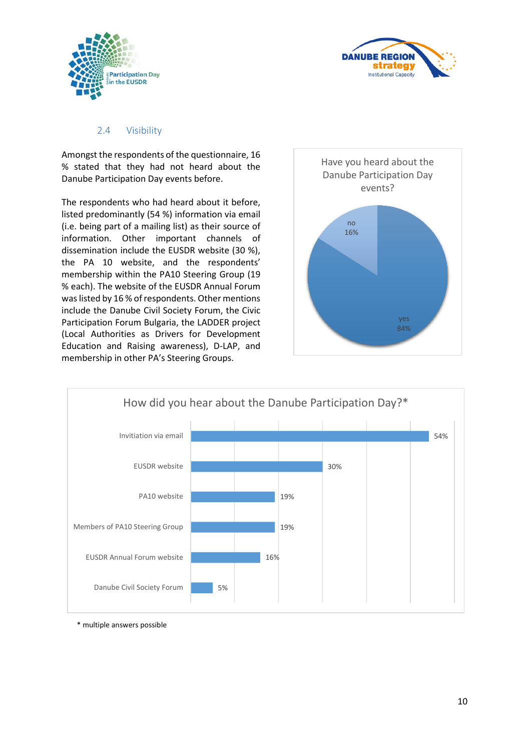## 2.4 Visibility

Amongst the respondents of the questionnaire, 16 % stated that they had not heard about the Danube Participation Day events before.

The respondents who had heard about it before, listed predominantly (54 %) information via email (i.e. being part of a mailing list) as their source of information. Other important channels of dissemination include the EUSDR website (30 %), the PA 10 website, and the respondents' membership within the PA10 Steering Group (19 % each). The website of the EUSDR Annual Forum was listed by 16 % of respondents. Other mentions include the Danube Civil Society Forum, the Civic Participation Forum Bulgaria, the LADDER project (Local Authorities as Drivers for Development Education and Raising awareness), D-LAP, and membership in other PA's Steering Groups.

**Have you heard about the Danube Participation Day events?**

| Answer | Share |
|---|---|
| yes | 84% |
| no | 16% |

**How did you hear about the Danube Participation Day?***

| Channel | Share |
|---|---|
| Invitiation via email | 54% |
| EUSDR website | 30% |
| PA10 website | 19% |
| Members of PA10 Steering Group | 19% |
| EUSDR Annual Forum website | 16% |
| Danube Civil Society Forum | 5% |

\* multiple answers possible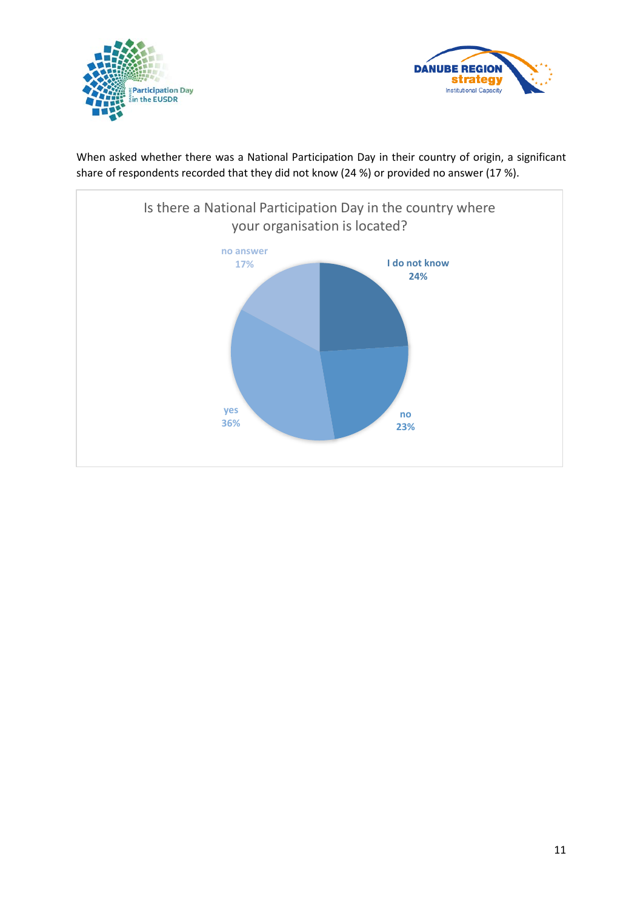When asked whether there was a National Participation Day in their country of origin, a significant share of respondents recorded that they did not know (24 %) or provided no answer (17 %).

**Is there a National Participation Day in the country where your organisation is located?**

| Answer | Share |
|---|---|
| I do not know | 24% |
| no | 23% |
| yes | 36% |
| no answer | 17% |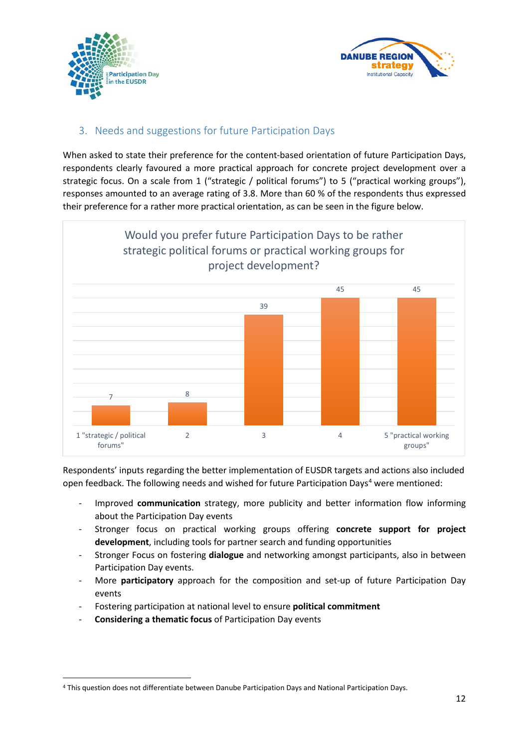## 3. Needs and suggestions for future Participation Days

When asked to state their preference for the content-based orientation of future Participation Days, respondents clearly favoured a more practical approach for concrete project development over a strategic focus. On a scale from 1 ("strategic / political forums") to 5 ("practical working groups"), responses amounted to an average rating of 3.8. More than 60 % of the respondents thus expressed their preference for a rather more practical orientation, as can be seen in the figure below.

**Would you prefer future Participation Days to be rather strategic political forums or practical working groups for project development?**

| Rating | Responses |
|---|---|
| 1 "strategic / political forums" | 7 |
| 2 | 8 |
| 3 | 39 |
| 4 | 45 |
| 5 "practical working groups" | 45 |

Respondents' inputs regarding the better implementation of EUSDR targets and actions also included open feedback. The following needs and wished for future Participation Days[4] were mentioned:

- Improved **communication** strategy, more publicity and better information flow informing about the Participation Day events
- Stronger focus on practical working groups offering **concrete support for project development**, including tools for partner search and funding opportunities
- Stronger Focus on fostering **dialogue** and networking amongst participants, also in between Participation Day events.
- More **participatory** approach for the composition and set-up of future Participation Day events
- Fostering participation at national level to ensure **political commitment**
- **Considering a thematic focus** of Participation Day events

[4] This question does not differentiate between Danube Participation Days and National Participation Days.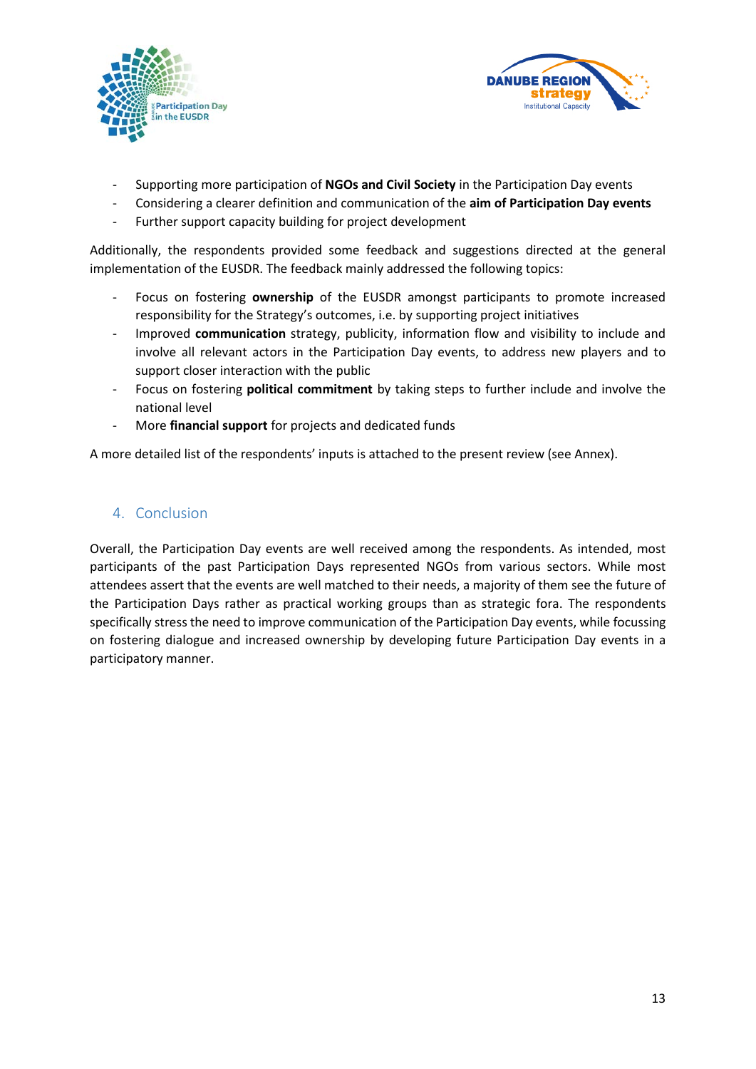- Supporting more participation of **NGOs and Civil Society** in the Participation Day events
- Considering a clearer definition and communication of the **aim of Participation Day events**
- Further support capacity building for project development

Additionally, the respondents provided some feedback and suggestions directed at the general implementation of the EUSDR. The feedback mainly addressed the following topics:

- Focus on fostering **ownership** of the EUSDR amongst participants to promote increased responsibility for the Strategy's outcomes, i.e. by supporting project initiatives
- Improved **communication** strategy, publicity, information flow and visibility to include and involve all relevant actors in the Participation Day events, to address new players and to support closer interaction with the public
- Focus on fostering **political commitment** by taking steps to further include and involve the national level
- More **financial support** for projects and dedicated funds

A more detailed list of the respondents' inputs is attached to the present review (see Annex).

## 4. Conclusion

Overall, the Participation Day events are well received among the respondents. As intended, most participants of the past Participation Days represented NGOs from various sectors. While most attendees assert that the events are well matched to their needs, a majority of them see the future of the Participation Days rather as practical working groups than as strategic fora. The respondents specifically stress the need to improve communication of the Participation Day events, while focussing on fostering dialogue and increased ownership by developing future Participation Day events in a participatory manner.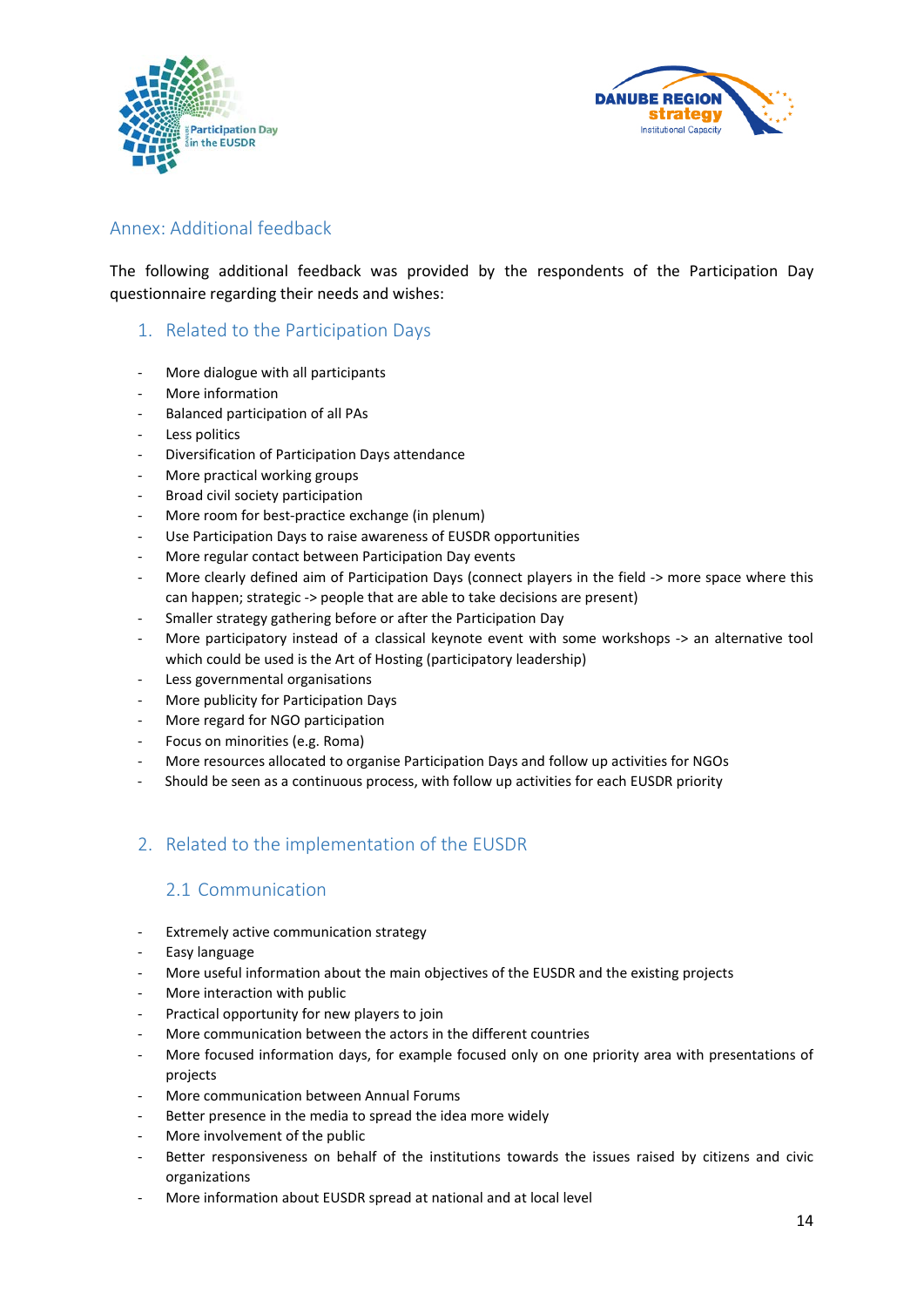## Annex: Additional feedback

The following additional feedback was provided by the respondents of the Participation Day questionnaire regarding their needs and wishes:

### 1. Related to the Participation Days

- More dialogue with all participants
- More information
- Balanced participation of all PAs
- Less politics
- Diversification of Participation Days attendance
- More practical working groups
- Broad civil society participation
- More room for best-practice exchange (in plenum)
- Use Participation Days to raise awareness of EUSDR opportunities
- More regular contact between Participation Day events
- More clearly defined aim of Participation Days (connect players in the field -> more space where this can happen; strategic -> people that are able to take decisions are present)
- Smaller strategy gathering before or after the Participation Day
- More participatory instead of a classical keynote event with some workshops -> an alternative tool which could be used is the Art of Hosting (participatory leadership)
- Less governmental organisations
- More publicity for Participation Days
- More regard for NGO participation
- Focus on minorities (e.g. Roma)
- More resources allocated to organise Participation Days and follow up activities for NGOs
- Should be seen as a continuous process, with follow up activities for each EUSDR priority

### 2. Related to the implementation of the EUSDR

#### 2.1 Communication

- Extremely active communication strategy
- Easy language
- More useful information about the main objectives of the EUSDR and the existing projects
- More interaction with public
- Practical opportunity for new players to join
- More communication between the actors in the different countries
- More focused information days, for example focused only on one priority area with presentations of projects
- More communication between Annual Forums
- Better presence in the media to spread the idea more widely
- More involvement of the public
- Better responsiveness on behalf of the institutions towards the issues raised by citizens and civic organizations
- More information about EUSDR spread at national and at local level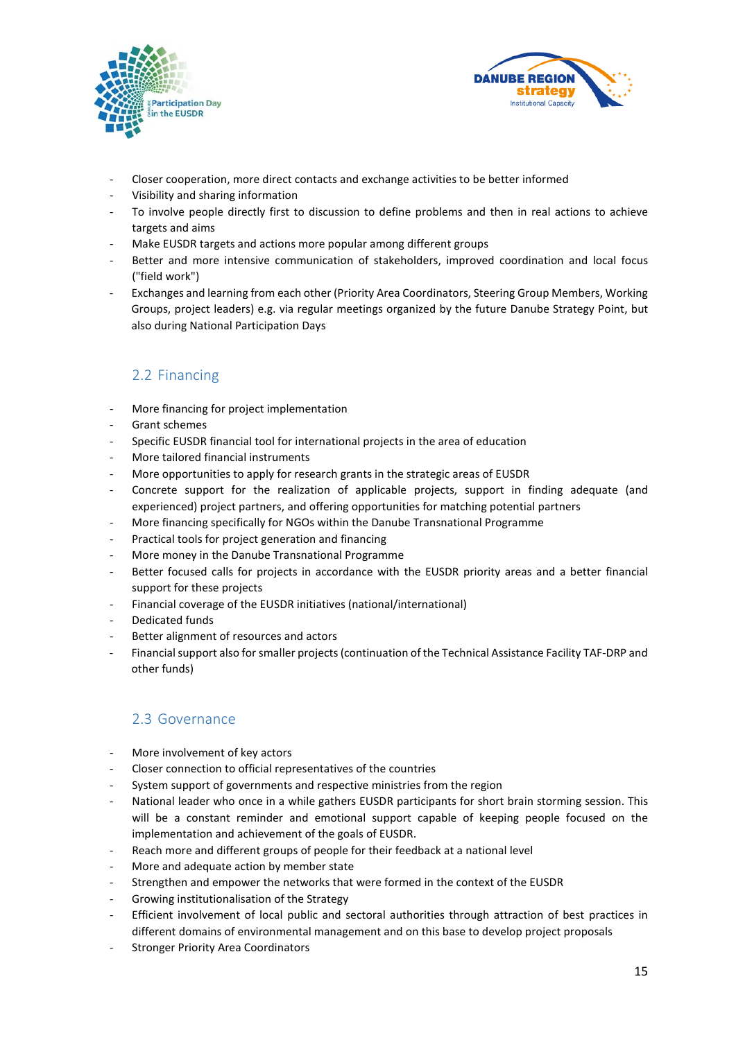- Closer cooperation, more direct contacts and exchange activities to be better informed
- Visibility and sharing information
- To involve people directly first to discussion to define problems and then in real actions to achieve targets and aims
- Make EUSDR targets and actions more popular among different groups
- Better and more intensive communication of stakeholders, improved coordination and local focus ("field work")
- Exchanges and learning from each other (Priority Area Coordinators, Steering Group Members, Working Groups, project leaders) e.g. via regular meetings organized by the future Danube Strategy Point, but also during National Participation Days

## 2.2 Financing

- More financing for project implementation
- Grant schemes
- Specific EUSDR financial tool for international projects in the area of education
- More tailored financial instruments
- More opportunities to apply for research grants in the strategic areas of EUSDR
- Concrete support for the realization of applicable projects, support in finding adequate (and experienced) project partners, and offering opportunities for matching potential partners
- More financing specifically for NGOs within the Danube Transnational Programme
- Practical tools for project generation and financing
- More money in the Danube Transnational Programme
- Better focused calls for projects in accordance with the EUSDR priority areas and a better financial support for these projects
- Financial coverage of the EUSDR initiatives (national/international)
- Dedicated funds
- Better alignment of resources and actors
- Financial support also for smaller projects (continuation of the Technical Assistance Facility TAF-DRP and other funds)

## 2.3 Governance

- More involvement of key actors
- Closer connection to official representatives of the countries
- System support of governments and respective ministries from the region
- National leader who once in a while gathers EUSDR participants for short brain storming session. This will be a constant reminder and emotional support capable of keeping people focused on the implementation and achievement of the goals of EUSDR.
- Reach more and different groups of people for their feedback at a national level
- More and adequate action by member state
- Strengthen and empower the networks that were formed in the context of the EUSDR
- Growing institutionalisation of the Strategy
- Efficient involvement of local public and sectoral authorities through attraction of best practices in different domains of environmental management and on this base to develop project proposals
- Stronger Priority Area Coordinators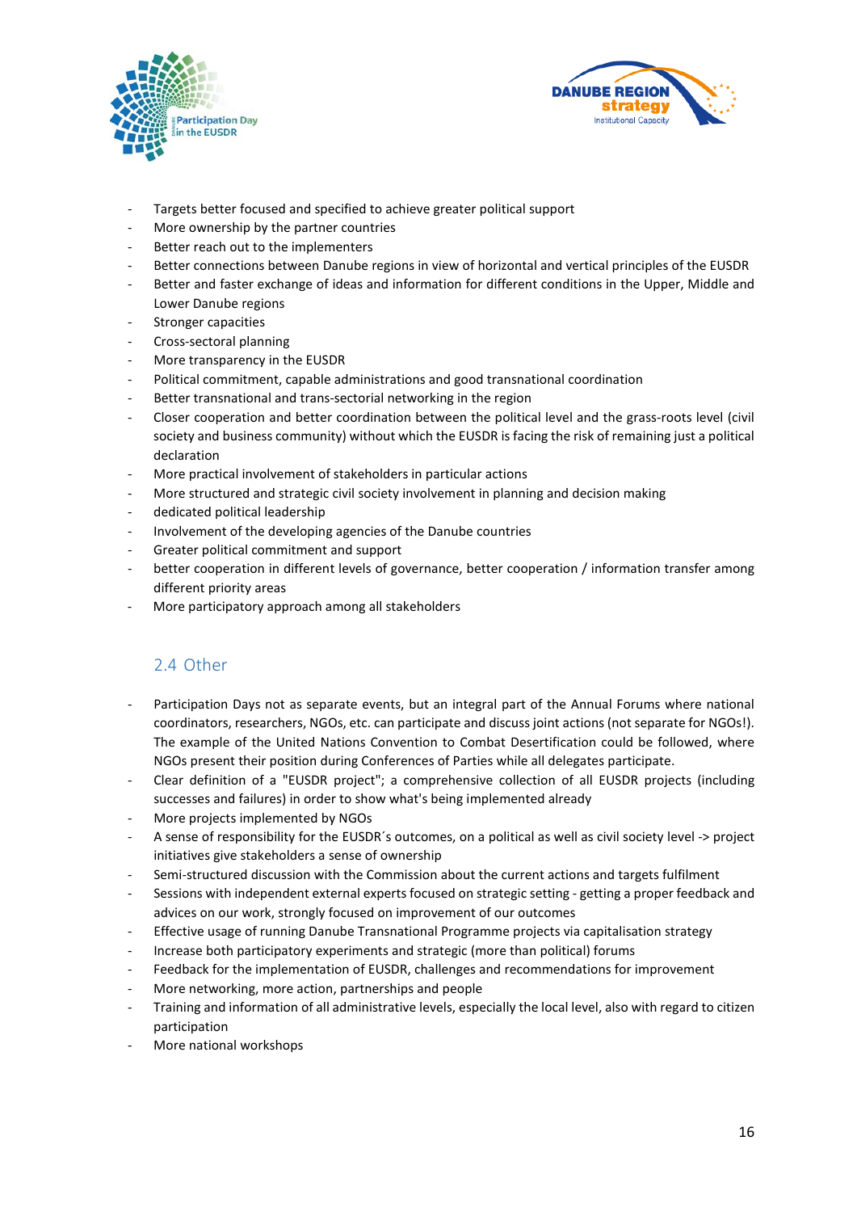- Targets better focused and specified to achieve greater political support
- More ownership by the partner countries
- Better reach out to the implementers
- Better connections between Danube regions in view of horizontal and vertical principles of the EUSDR
- Better and faster exchange of ideas and information for different conditions in the Upper, Middle and Lower Danube regions
- Stronger capacities
- Cross-sectoral planning
- More transparency in the EUSDR
- Political commitment, capable administrations and good transnational coordination
- Better transnational and trans-sectorial networking in the region
- Closer cooperation and better coordination between the political level and the grass-roots level (civil society and business community) without which the EUSDR is facing the risk of remaining just a political declaration
- More practical involvement of stakeholders in particular actions
- More structured and strategic civil society involvement in planning and decision making
- dedicated political leadership
- Involvement of the developing agencies of the Danube countries
- Greater political commitment and support
- better cooperation in different levels of governance, better cooperation / information transfer among different priority areas
- More participatory approach among all stakeholders

## 2.4 Other

- Participation Days not as separate events, but an integral part of the Annual Forums where national coordinators, researchers, NGOs, etc. can participate and discuss joint actions (not separate for NGOs!). The example of the United Nations Convention to Combat Desertification could be followed, where NGOs present their position during Conferences of Parties while all delegates participate.
- Clear definition of a "EUSDR project"; a comprehensive collection of all EUSDR projects (including successes and failures) in order to show what's being implemented already
- More projects implemented by NGOs
- A sense of responsibility for the EUSDR´s outcomes, on a political as well as civil society level -> project initiatives give stakeholders a sense of ownership
- Semi-structured discussion with the Commission about the current actions and targets fulfilment
- Sessions with independent external experts focused on strategic setting - getting a proper feedback and advices on our work, strongly focused on improvement of our outcomes
- Effective usage of running Danube Transnational Programme projects via capitalisation strategy
- Increase both participatory experiments and strategic (more than political) forums
- Feedback for the implementation of EUSDR, challenges and recommendations for improvement
- More networking, more action, partnerships and people
- Training and information of all administrative levels, especially the local level, also with regard to citizen participation
- More national workshops